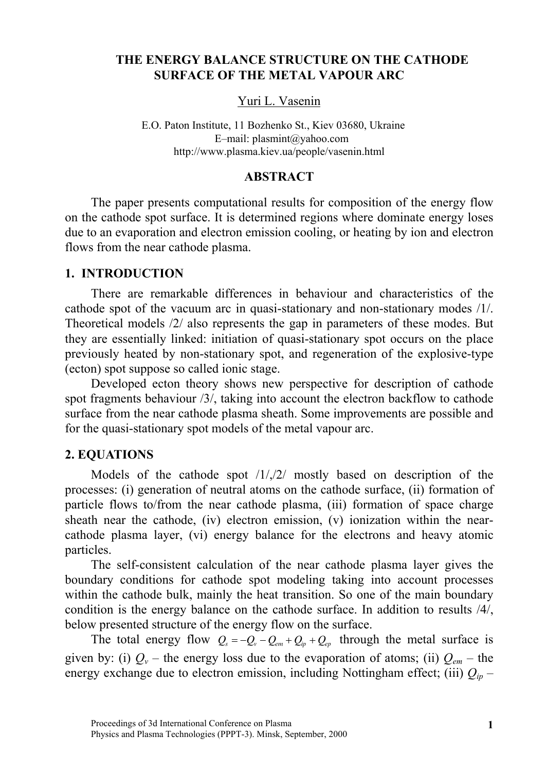# THE ENERGY BALANCE STRUCTURE ON THE CATHODE SURFACE OF THE METAL VAPOUR ARC

Yuri L. Vasenin

E.O. Paton Institute, 11 Bozhenko St., Kiev 03680, Ukraine
E–mail: plasmint@yahoo.com
http://www.plasma.kiev.ua/people/vasenin.html

## ABSTRACT

The paper presents computational results for composition of the energy flow on the cathode spot surface. It is determined regions where dominate energy loses due to an evaporation and electron emission cooling, or heating by ion and electron flows from the near cathode plasma.

## 1. INTRODUCTION

There are remarkable differences in behaviour and characteristics of the cathode spot of the vacuum arc in quasi-stationary and non-stationary modes /1/. Theoretical models /2/ also represents the gap in parameters of these modes. But they are essentially linked: initiation of quasi-stationary spot occurs on the place previously heated by non-stationary spot, and regeneration of the explosive-type (ecton) spot suppose so called ionic stage.

Developed ecton theory shows new perspective for description of cathode spot fragments behaviour /3/, taking into account the electron backflow to cathode surface from the near cathode plasma sheath. Some improvements are possible and for the quasi-stationary spot models of the metal vapour arc.

## 2. EQUATIONS

Models of the cathode spot /1/,/2/ mostly based on description of the processes: (i) generation of neutral atoms on the cathode surface, (ii) formation of particle flows to/from the near cathode plasma, (iii) formation of space charge sheath near the cathode, (iv) electron emission, (v) ionization within the near-cathode plasma layer, (vi) energy balance for the electrons and heavy atomic particles.

The self-consistent calculation of the near cathode plasma layer gives the boundary conditions for cathode spot modeling taking into account processes within the cathode bulk, mainly the heat transition. So one of the main boundary condition is the energy balance on the cathode surface. In addition to results /4/, below presented structure of the energy flow on the surface.

The total energy flow $Q_s = -Q_v - Q_{em} + Q_{ip} + Q_{ep}$ through the metal surface is given by: (i) $Q_v$ – the energy loss due to the evaporation of atoms; (ii) $Q_{em}$ – the energy exchange due to electron emission, including Nottingham effect; (iii) $Q_{ip}$ –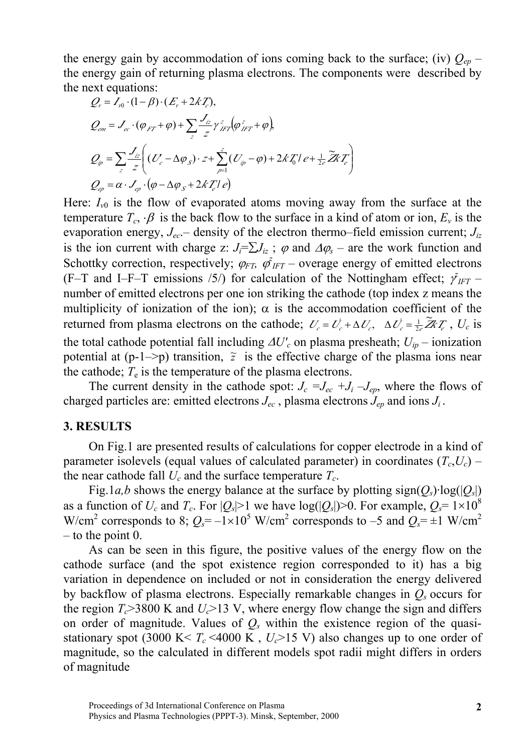the energy gain by accommodation of ions coming back to the surface; (iv) $Q_{ep}$ – the energy gain of returning plasma electrons. The components were described by the next equations:

$$Q_v = I_{v0} \cdot (1-\beta) \cdot (E_v + 2kT_c),$$

$$Q_{em} = J_{ec} \cdot (\varphi_{FT} + \varphi) + \sum_z \frac{J_{iz}}{z} \gamma^z_{IFT} \left( \varphi^z_{IFT} + \varphi \right),$$

$$Q_{ip} = \sum_z \frac{J_{iz}}{z} \left( (U'_c - \Delta\varphi_S) \cdot z + \sum_{p=1}^{z} (U_{ip} - \varphi) + 2kT_0 / e + \tfrac{1}{2e} \tilde{Z} kT_e \right)$$

$$Q_{ep} = \alpha \cdot J_{ep} \cdot \left( \varphi - \Delta\varphi_S + 2kT_e / e \right)$$

Here: $I_{v0}$ is the flow of evaporated atoms moving away from the surface at the temperature $T_c$, $\cdot\beta$ is the back flow to the surface in a kind of atom or ion, $E_v$ is the evaporation energy, $J_{ec}$.– density of the electron thermo–field emission current; $J_{iz}$ is the ion current with charge z: $J_i = \sum J_{iz}$ ; $\varphi$ and $\Delta\varphi_s$ – are the work function and Schottky correction, respectively; $\varphi_{FT}$, $\varphi^z_{IFT}$ – overage energy of emitted electrons (F–T and I–F–T emissions /5/) for calculation of the Nottingham effect; $\gamma^z_{IFT}$ – number of emitted electrons per one ion striking the cathode (top index z means the multiplicity of ionization of the ion); $\alpha$ is the accommodation coefficient of the returned from plasma electrons on the cathode; $U_c = U'_c + \Delta U_c$, $\Delta U'_c = \frac{1}{2e}\tilde{Z}kT_e$ , $U_c$ is the total cathode potential fall including $\Delta U'_c$ on plasma presheath; $U_{ip}$ – ionization potential at (p-1–>p) transition, $\tilde{z}$ is the effective charge of the plasma ions near the cathode; $T_e$ is the temperature of the plasma electrons.

The current density in the cathode spot: $J_c = J_{ec} + J_i - J_{ep}$, where the flows of charged particles are: emitted electrons $J_{ec}$ , plasma electrons $J_{ep}$ and ions $J_i$ .

## 3. RESULTS

On Fig.1 are presented results of calculations for copper electrode in a kind of parameter isolevels (equal values of calculated parameter) in coordinates ($T_c$,$U_c$) – the near cathode fall $U_c$ and the surface temperature $T_c$.

Fig.1*a,b* shows the energy balance at the surface by plotting sign($Q_s$)·log(|$Q_s$|) as a function of $U_c$ and $T_c$. For |$Q_s$|>1 we have log(|$Q_s$|)>0. For example, $Q_s = 1\times10^8$ W/cm$^2$ corresponds to 8; $Q_s = -1\times10^5$ W/cm$^2$ corresponds to –5 and $Q_s = \pm1$ W/cm$^2$ – to the point 0.

As can be seen in this figure, the positive values of the energy flow on the cathode surface (and the spot existence region corresponded to it) has a big variation in dependence on included or not in consideration the energy delivered by backflow of plasma electrons. Especially remarkable changes in $Q_s$ occurs for the region $T_c$>3800 K and $U_c$>13 V, where energy flow change the sign and differs on order of magnitude. Values of $Q_s$ within the existence region of the quasi-stationary spot (3000 K< $T_c$ <4000 K , $U_c$>15 V) also changes up to one order of magnitude, so the calculated in different models spot radii might differs in orders of magnitude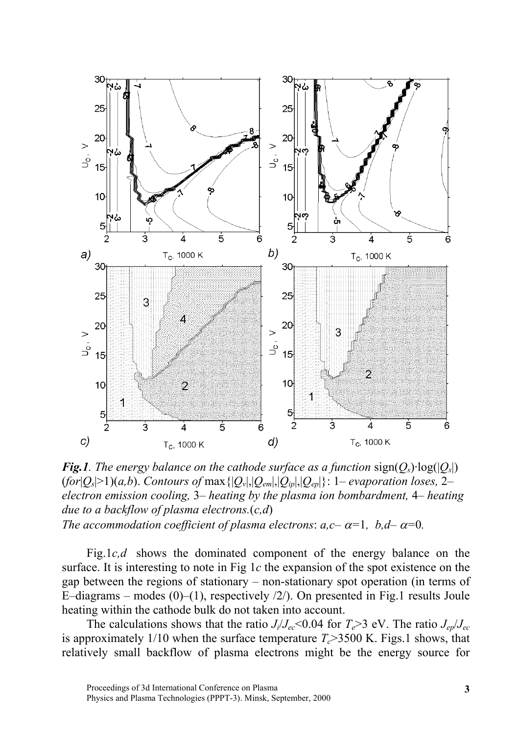***Fig.1***. *The energy balance on the cathode surface as a function* $\mathrm{sign}(Q_s)\cdot\log(|Q_s|)$ (*for* $|Q_s|>1$)(*a,b*). *Contours of* $\max\{|Q_v|,|Q_{em}|,|Q_{ip}|,|Q_{ep}|\}$: 1– *evaporation loses,* 2– *electron emission cooling,* 3– *heating by the plasma ion bombardment,* 4– *heating due to a backflow of plasma electrons*.(*c,d*)
*The accommodation coefficient of plasma electrons*: *a,c*– $\alpha=1$, *b,d*– $\alpha=0$.

Fig.1*c,d* shows the dominated component of the energy balance on the surface. It is interesting to note in Fig 1*c* the expansion of the spot existence on the gap between the regions of stationary – non-stationary spot operation (in terms of E–diagrams – modes (0)–(1), respectively /2/). On presented in Fig.1 results Joule heating within the cathode bulk do not taken into account.

The calculations shows that the ratio $J_i/J_{ec}<0.04$ for $T_e>3$ eV. The ratio $J_{ep}/J_{ec}$ is approximately 1/10 when the surface temperature $T_c>3500$ K. Figs.1 shows, that relatively small backflow of plasma electrons might be the energy source for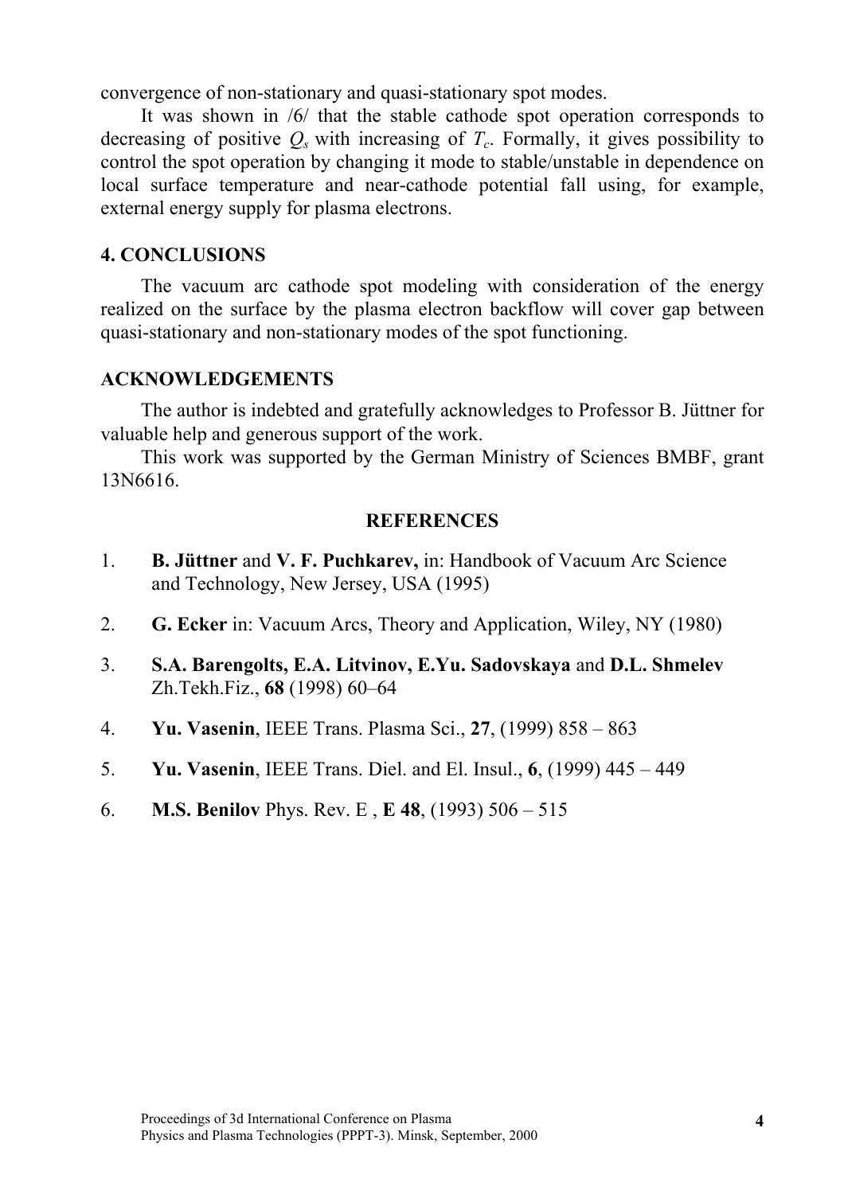convergence of non-stationary and quasi-stationary spot modes.

It was shown in /6/ that the stable cathode spot operation corresponds to decreasing of positive $Q_s$ with increasing of $T_c$. Formally, it gives possibility to control the spot operation by changing it mode to stable/unstable in dependence on local surface temperature and near-cathode potential fall using, for example, external energy supply for plasma electrons.

## 4. CONCLUSIONS

The vacuum arc cathode spot modeling with consideration of the energy realized on the surface by the plasma electron backflow will cover gap between quasi-stationary and non-stationary modes of the spot functioning.

## ACKNOWLEDGEMENTS

The author is indebted and gratefully acknowledges to Professor B. Jüttner for valuable help and generous support of the work.

This work was supported by the German Ministry of Sciences BMBF, grant 13N6616.

## REFERENCES

1. **B. Jüttner** and **V. F. Puchkarev,** in: Handbook of Vacuum Arc Science and Technology, New Jersey, USA (1995)
2. **G. Ecker** in: Vacuum Arcs, Theory and Application, Wiley, NY (1980)
3. **S.A. Barengolts, E.A. Litvinov, E.Yu. Sadovskaya** and **D.L. Shmelev** Zh.Tekh.Fiz., **68** (1998) 60–64
4. **Yu. Vasenin**, IEEE Trans. Plasma Sci., **27**, (1999) 858 – 863
5. **Yu. Vasenin**, IEEE Trans. Diel. and El. Insul., **6**, (1999) 445 – 449
6. **M.S. Benilov** Phys. Rev. E , **E 48**, (1993) 506 – 515